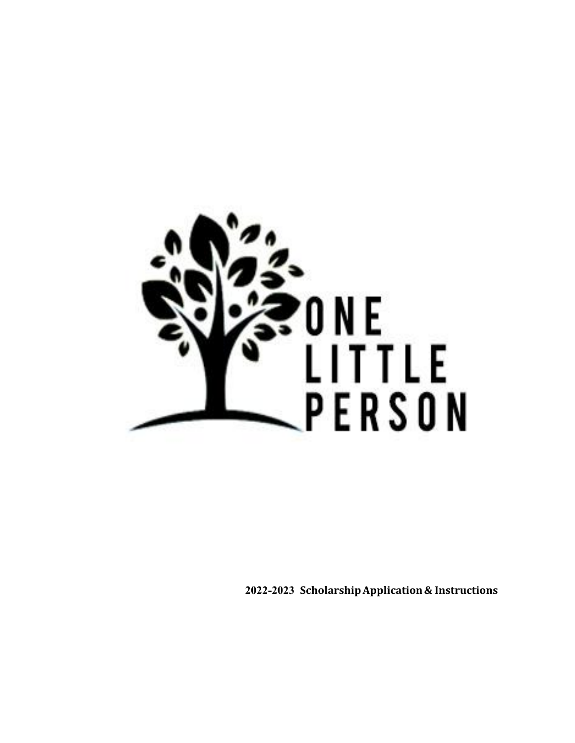ONE LITTLE PERSON

**2022-2023 Scholarship Application & Instructions**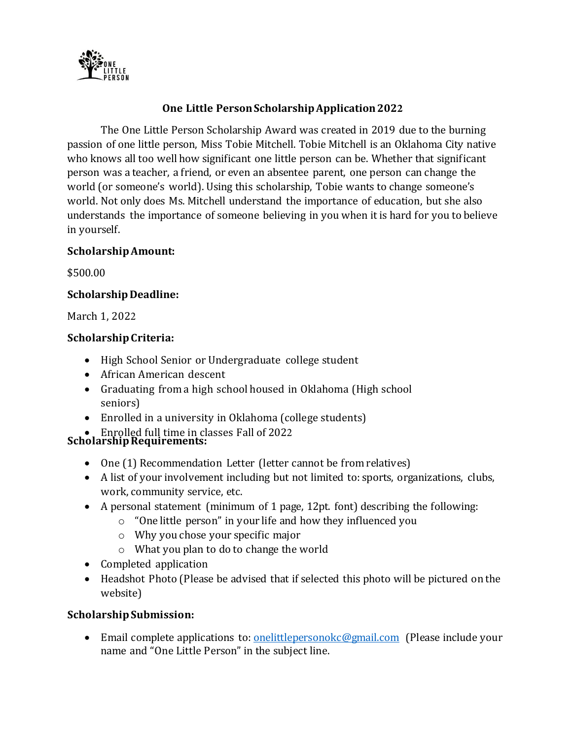# One Little Person Scholarship Application 2022

The One Little Person Scholarship Award was created in 2019 due to the burning passion of one little person, Miss Tobie Mitchell. Tobie Mitchell is an Oklahoma City native who knows all too well how significant one little person can be. Whether that significant person was a teacher, a friend, or even an absentee parent, one person can change the world (or someone's world). Using this scholarship, Tobie wants to change someone's world. Not only does Ms. Mitchell understand the importance of education, but she also understands the importance of someone believing in you when it is hard for you to believe in yourself.

**Scholarship Amount:**

$500.00

**Scholarship Deadline:**

March 1, 2022

**Scholarship Criteria:**

- High School Senior or Undergraduate college student
- African American descent
- Graduating from a high school housed in Oklahoma (High school seniors)
- Enrolled in a university in Oklahoma (college students)
- Enrolled full time in classes Fall of 2022

**Scholarship Requirements:**

- One (1) Recommendation Letter (letter cannot be from relatives)
- A list of your involvement including but not limited to: sports, organizations, clubs, work, community service, etc.
- A personal statement (minimum of 1 page, 12pt. font) describing the following:
  - "One little person" in your life and how they influenced you
  - Why you chose your specific major
  - What you plan to do to change the world
- Completed application
- Headshot Photo (Please be advised that if selected this photo will be pictured on the website)

**Scholarship Submission:**

- Email complete applications to: onelittlepersonokc@gmail.com (Please include your name and "One Little Person" in the subject line.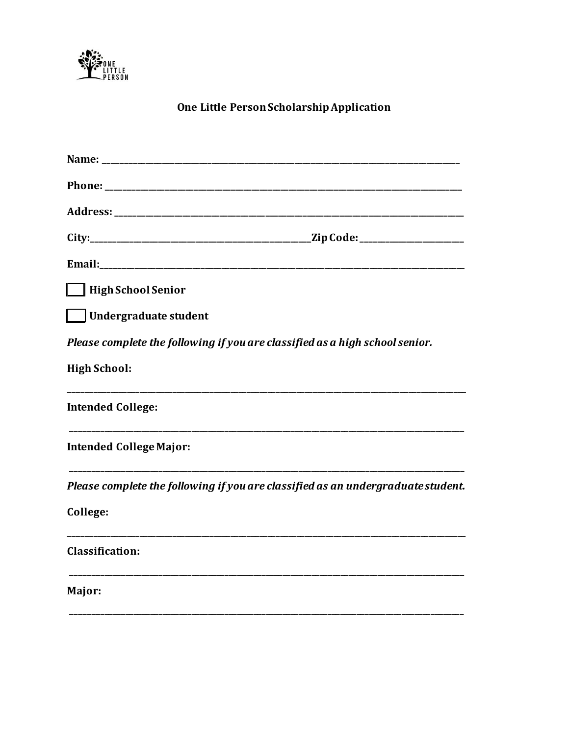ONE LITTLE PERSON

## One Little Person Scholarship Application

**Name:** ___________________________________________________________________________

**Phone:** ___________________________________________________________________________

**Address:** _________________________________________________________________________

**City:**_____________________________________________**Zip Code:** ____________________

**Email:**____________________________________________________________________________

☐ **High School Senior**

☐ **Undergraduate student**

***Please complete the following if you are classified as a high school senior.***

**High School:**

______________________________________________________________________________________

**Intended College:**

______________________________________________________________________________________

**Intended College Major:**

______________________________________________________________________________________

***Please complete the following if you are classified as an undergraduate student.***

**College:**

______________________________________________________________________________________

**Classification:**

______________________________________________________________________________________

**Major:**

______________________________________________________________________________________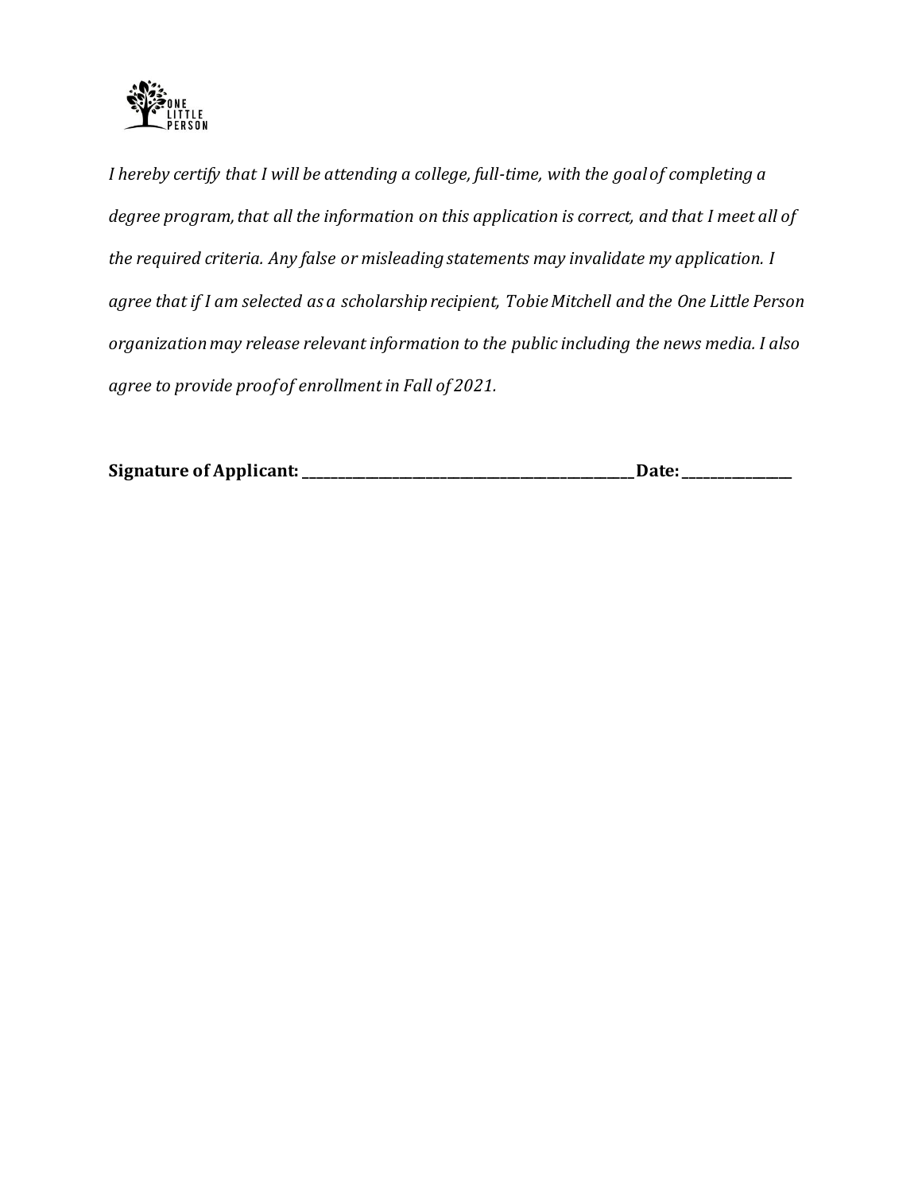*I hereby certify that I will be attending a college, full-time, with the goal of completing a degree program, that all the information on this application is correct, and that I meet all of the required criteria. Any false or misleading statements may invalidate my application. I agree that if I am selected as a scholarship recipient, Tobie Mitchell and the One Little Person organization may release relevant information to the public including the news media. I also agree to provide proof of enrollment in Fall of 2021.*

**Signature of Applicant: \_\_\_\_\_\_\_\_\_\_\_\_\_\_\_\_\_\_\_\_\_\_\_\_\_\_\_\_\_\_\_\_\_\_\_\_\_\_\_\_\_\_\_\_\_\_\_\_\_\_\_ Date: \_\_\_\_\_\_\_\_\_\_\_\_\_\_\_\_\_\_**